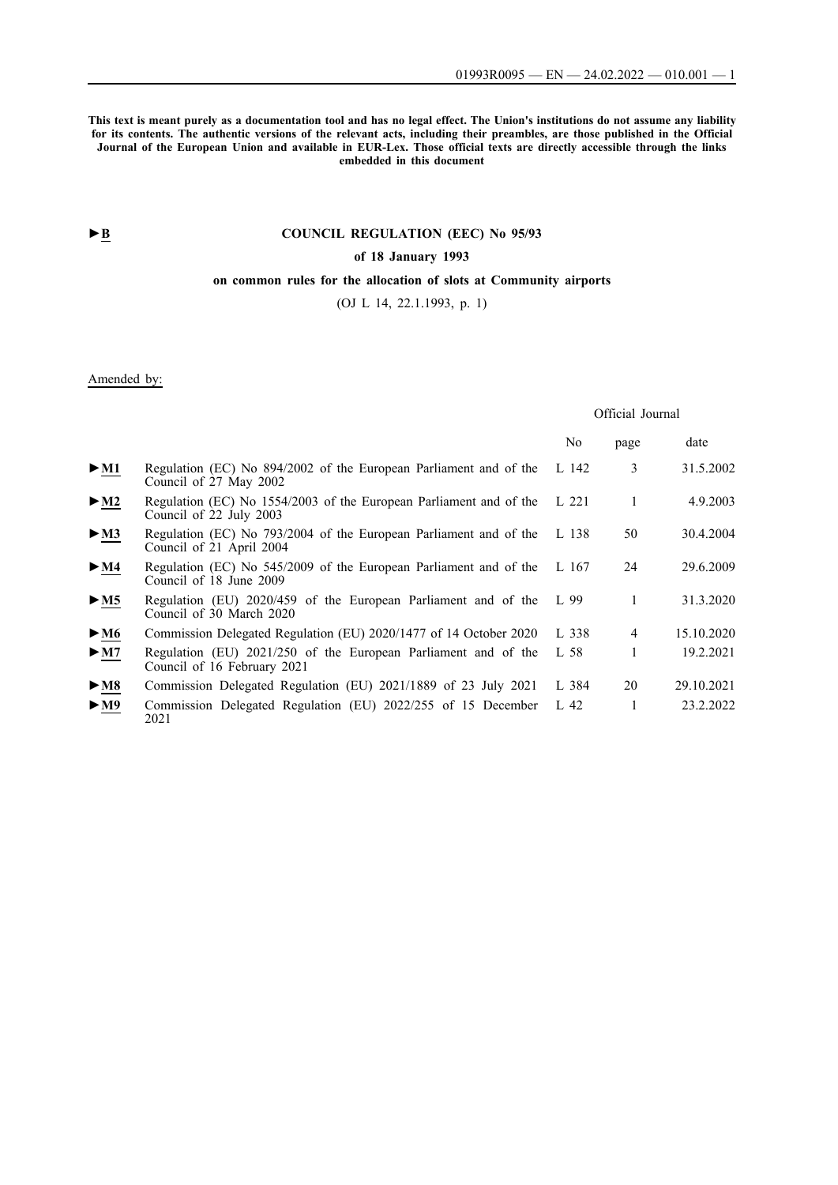**This text is meant purely as a documentation tool and has no legal effect. The Union's institutions do not assume any liability for its contents. The authentic versions of the relevant acts, including their preambles, are those published in the Official Journal of the European Union and available in EUR-Lex. Those official texts are directly accessible through the links embedded in this document**

►B

# COUNCIL REGULATION (EEC) No 95/93

**of 18 January 1993**

**on common rules for the allocation of slots at Community airports**

(OJ L 14, 22.1.1993, p. 1)

Amended by:

| | | Official Journal | | |
|---|---|---|---|---|
| | | No | page | date |
| ►M1 | Regulation (EC) No 894/2002 of the European Parliament and of the Council of 27 May 2002 | L 142 | 3 | 31.5.2002 |
| ►M2 | Regulation (EC) No 1554/2003 of the European Parliament and of the Council of 22 July 2003 | L 221 | 1 | 4.9.2003 |
| ►M3 | Regulation (EC) No 793/2004 of the European Parliament and of the Council of 21 April 2004 | L 138 | 50 | 30.4.2004 |
| ►M4 | Regulation (EC) No 545/2009 of the European Parliament and of the Council of 18 June 2009 | L 167 | 24 | 29.6.2009 |
| ►M5 | Regulation (EU) 2020/459 of the European Parliament and of the Council of 30 March 2020 | L 99 | 1 | 31.3.2020 |
| ►M6 | Commission Delegated Regulation (EU) 2020/1477 of 14 October 2020 | L 338 | 4 | 15.10.2020 |
| ►M7 | Regulation (EU) 2021/250 of the European Parliament and of the Council of 16 February 2021 | L 58 | 1 | 19.2.2021 |
| ►M8 | Commission Delegated Regulation (EU) 2021/1889 of 23 July 2021 | L 384 | 20 | 29.10.2021 |
| ►M9 | Commission Delegated Regulation (EU) 2022/255 of 15 December 2021 | L 42 | 1 | 23.2.2022 |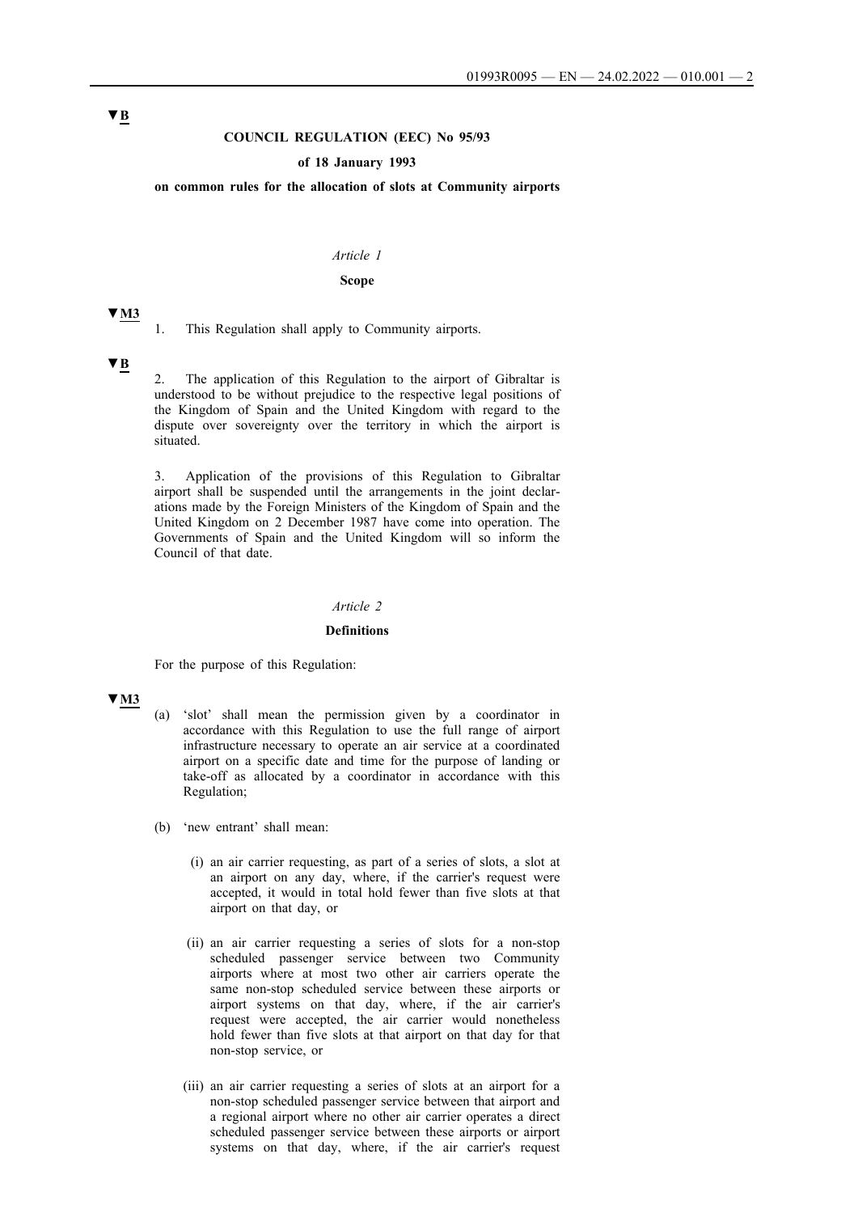▼B

**COUNCIL REGULATION (EEC) No 95/93**

**of 18 January 1993**

**on common rules for the allocation of slots at Community airports**

*Article 1*

**Scope**

▼M3

1. This Regulation shall apply to Community airports.

▼B

2. The application of this Regulation to the airport of Gibraltar is understood to be without prejudice to the respective legal positions of the Kingdom of Spain and the United Kingdom with regard to the dispute over sovereignty over the territory in which the airport is situated.

3. Application of the provisions of this Regulation to Gibraltar airport shall be suspended until the arrangements in the joint declarations made by the Foreign Ministers of the Kingdom of Spain and the United Kingdom on 2 December 1987 have come into operation. The Governments of Spain and the United Kingdom will so inform the Council of that date.

*Article 2*

**Definitions**

For the purpose of this Regulation:

▼M3

(a) 'slot' shall mean the permission given by a coordinator in accordance with this Regulation to use the full range of airport infrastructure necessary to operate an air service at a coordinated airport on a specific date and time for the purpose of landing or take-off as allocated by a coordinator in accordance with this Regulation;

(b) 'new entrant' shall mean:

(i) an air carrier requesting, as part of a series of slots, a slot at an airport on any day, where, if the carrier's request were accepted, it would in total hold fewer than five slots at that airport on that day, or

(ii) an air carrier requesting a series of slots for a non-stop scheduled passenger service between two Community airports where at most two other air carriers operate the same non-stop scheduled service between these airports or airport systems on that day, where, if the air carrier's request were accepted, the air carrier would nonetheless hold fewer than five slots at that airport on that day for that non-stop service, or

(iii) an air carrier requesting a series of slots at an airport for a non-stop scheduled passenger service between that airport and a regional airport where no other air carrier operates a direct scheduled passenger service between these airports or airport systems on that day, where, if the air carrier's request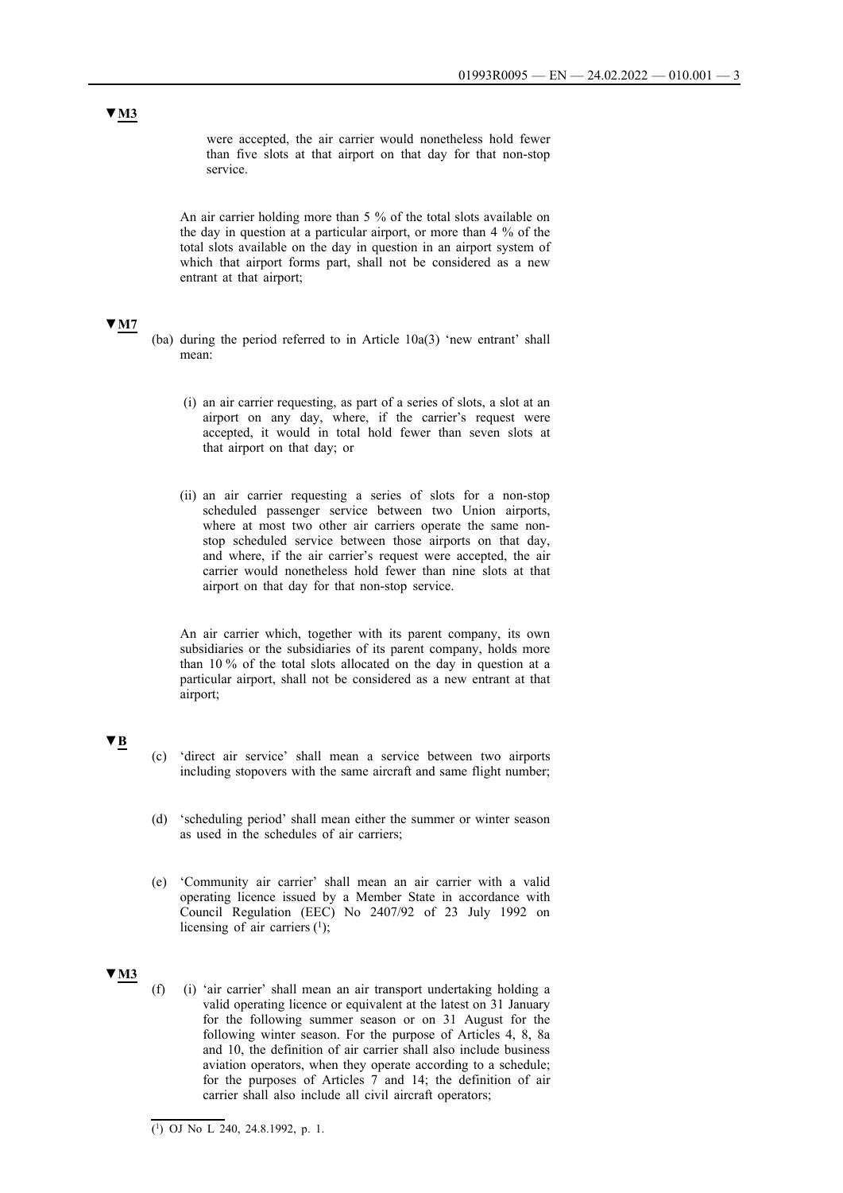▼M3

were accepted, the air carrier would nonetheless hold fewer than five slots at that airport on that day for that non-stop service.

An air carrier holding more than 5 % of the total slots available on the day in question at a particular airport, or more than 4 % of the total slots available on the day in question in an airport system of which that airport forms part, shall not be considered as a new entrant at that airport;

▼M7

(ba) during the period referred to in Article 10a(3) 'new entrant' shall mean:

(i) an air carrier requesting, as part of a series of slots, a slot at an airport on any day, where, if the carrier's request were accepted, it would in total hold fewer than seven slots at that airport on that day; or

(ii) an air carrier requesting a series of slots for a non-stop scheduled passenger service between two Union airports, where at most two other air carriers operate the same non-stop scheduled service between those airports on that day, and where, if the air carrier's request were accepted, the air carrier would nonetheless hold fewer than nine slots at that airport on that day for that non-stop service.

An air carrier which, together with its parent company, its own subsidiaries or the subsidiaries of its parent company, holds more than 10 % of the total slots allocated on the day in question at a particular airport, shall not be considered as a new entrant at that airport;

▼B

(c) 'direct air service' shall mean a service between two airports including stopovers with the same aircraft and same flight number;

(d) 'scheduling period' shall mean either the summer or winter season as used in the schedules of air carriers;

(e) 'Community air carrier' shall mean an air carrier with a valid operating licence issued by a Member State in accordance with Council Regulation (EEC) No 2407/92 of 23 July 1992 on licensing of air carriers [1];

▼M3

(f) (i) 'air carrier' shall mean an air transport undertaking holding a valid operating licence or equivalent at the latest on 31 January for the following summer season or on 31 August for the following winter season. For the purpose of Articles 4, 8, 8a and 10, the definition of air carrier shall also include business aviation operators, when they operate according to a schedule; for the purposes of Articles 7 and 14; the definition of air carrier shall also include all civil aircraft operators;

[1] OJ No L 240, 24.8.1992, p. 1.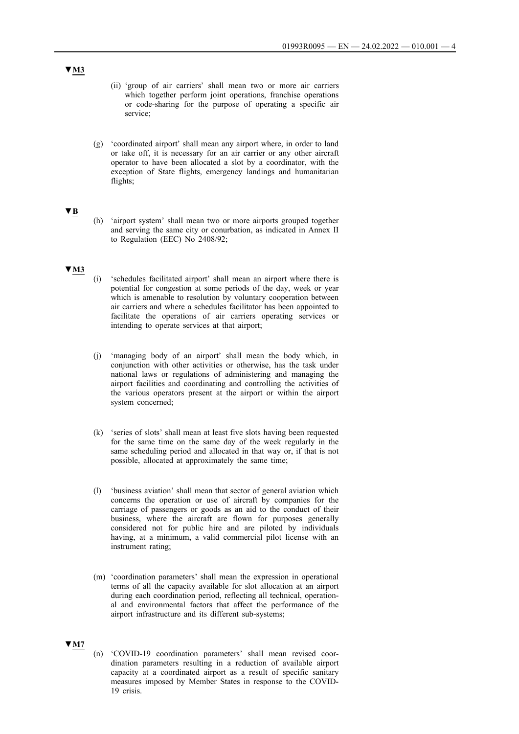▼M3

(ii) 'group of air carriers' shall mean two or more air carriers which together perform joint operations, franchise operations or code-sharing for the purpose of operating a specific air service;

(g) 'coordinated airport' shall mean any airport where, in order to land or take off, it is necessary for an air carrier or any other aircraft operator to have been allocated a slot by a coordinator, with the exception of State flights, emergency landings and humanitarian flights;

▼B

(h) 'airport system' shall mean two or more airports grouped together and serving the same city or conurbation, as indicated in Annex II to Regulation (EEC) No 2408/92;

▼M3

(i) 'schedules facilitated airport' shall mean an airport where there is potential for congestion at some periods of the day, week or year which is amenable to resolution by voluntary cooperation between air carriers and where a schedules facilitator has been appointed to facilitate the operations of air carriers operating services or intending to operate services at that airport;

(j) 'managing body of an airport' shall mean the body which, in conjunction with other activities or otherwise, has the task under national laws or regulations of administering and managing the airport facilities and coordinating and controlling the activities of the various operators present at the airport or within the airport system concerned;

(k) 'series of slots' shall mean at least five slots having been requested for the same time on the same day of the week regularly in the same scheduling period and allocated in that way or, if that is not possible, allocated at approximately the same time;

(l) 'business aviation' shall mean that sector of general aviation which concerns the operation or use of aircraft by companies for the carriage of passengers or goods as an aid to the conduct of their business, where the aircraft are flown for purposes generally considered not for public hire and are piloted by individuals having, at a minimum, a valid commercial pilot license with an instrument rating;

(m) 'coordination parameters' shall mean the expression in operational terms of all the capacity available for slot allocation at an airport during each coordination period, reflecting all technical, operational and environmental factors that affect the performance of the airport infrastructure and its different sub-systems;

▼M7

(n) 'COVID-19 coordination parameters' shall mean revised coordination parameters resulting in a reduction of available airport capacity at a coordinated airport as a result of specific sanitary measures imposed by Member States in response to the COVID-19 crisis.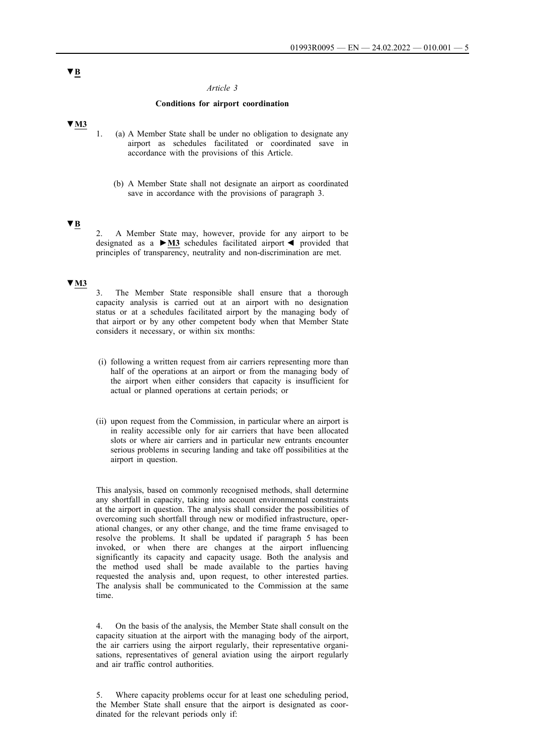▼B

*Article 3*

**Conditions for airport coordination**

▼M3

1. (a) A Member State shall be under no obligation to designate any airport as schedules facilitated or coordinated save in accordance with the provisions of this Article.

   (b) A Member State shall not designate an airport as coordinated save in accordance with the provisions of paragraph 3.

▼B

2. A Member State may, however, provide for any airport to be designated as a ►M3 schedules facilitated airport ◄ provided that principles of transparency, neutrality and non-discrimination are met.

▼M3

3. The Member State responsible shall ensure that a thorough capacity analysis is carried out at an airport with no designation status or at a schedules facilitated airport by the managing body of that airport or by any other competent body when that Member State considers it necessary, or within six months:

(i) following a written request from air carriers representing more than half of the operations at an airport or from the managing body of the airport when either considers that capacity is insufficient for actual or planned operations at certain periods; or

(ii) upon request from the Commission, in particular where an airport is in reality accessible only for air carriers that have been allocated slots or where air carriers and in particular new entrants encounter serious problems in securing landing and take off possibilities at the airport in question.

This analysis, based on commonly recognised methods, shall determine any shortfall in capacity, taking into account environmental constraints at the airport in question. The analysis shall consider the possibilities of overcoming such shortfall through new or modified infrastructure, operational changes, or any other change, and the time frame envisaged to resolve the problems. It shall be updated if paragraph 5 has been invoked, or when there are changes at the airport influencing significantly its capacity and capacity usage. Both the analysis and the method used shall be made available to the parties having requested the analysis and, upon request, to other interested parties. The analysis shall be communicated to the Commission at the same time.

4. On the basis of the analysis, the Member State shall consult on the capacity situation at the airport with the managing body of the airport, the air carriers using the airport regularly, their representative organisations, representatives of general aviation using the airport regularly and air traffic control authorities.

5. Where capacity problems occur for at least one scheduling period, the Member State shall ensure that the airport is designated as coordinated for the relevant periods only if: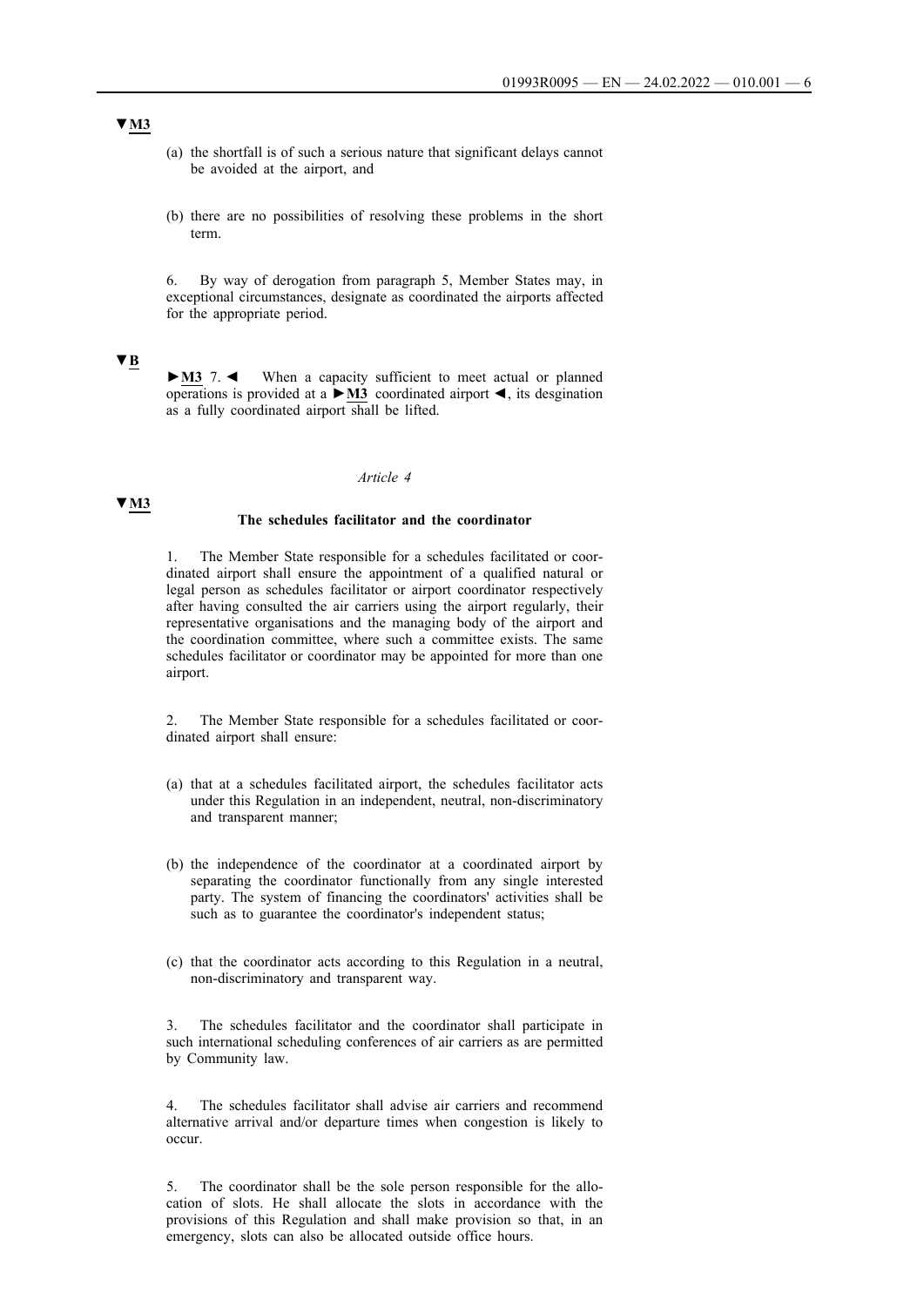▼M3

(a) the shortfall is of such a serious nature that significant delays cannot be avoided at the airport, and

(b) there are no possibilities of resolving these problems in the short term.

6. By way of derogation from paragraph 5, Member States may, in exceptional circumstances, designate as coordinated the airports affected for the appropriate period.

▼B

►M3 7. ◄ When a capacity sufficient to meet actual or planned operations is provided at a ►M3 coordinated airport ◄, its desgination as a fully coordinated airport shall be lifted.

*Article 4*

▼M3

**The schedules facilitator and the coordinator**

1. The Member State responsible for a schedules facilitated or coordinated airport shall ensure the appointment of a qualified natural or legal person as schedules facilitator or airport coordinator respectively after having consulted the air carriers using the airport regularly, their representative organisations and the managing body of the airport and the coordination committee, where such a committee exists. The same schedules facilitator or coordinator may be appointed for more than one airport.

2. The Member State responsible for a schedules facilitated or coordinated airport shall ensure:

(a) that at a schedules facilitated airport, the schedules facilitator acts under this Regulation in an independent, neutral, non-discriminatory and transparent manner;

(b) the independence of the coordinator at a coordinated airport by separating the coordinator functionally from any single interested party. The system of financing the coordinators' activities shall be such as to guarantee the coordinator's independent status;

(c) that the coordinator acts according to this Regulation in a neutral, non-discriminatory and transparent way.

3. The schedules facilitator and the coordinator shall participate in such international scheduling conferences of air carriers as are permitted by Community law.

4. The schedules facilitator shall advise air carriers and recommend alternative arrival and/or departure times when congestion is likely to occur.

5. The coordinator shall be the sole person responsible for the allocation of slots. He shall allocate the slots in accordance with the provisions of this Regulation and shall make provision so that, in an emergency, slots can also be allocated outside office hours.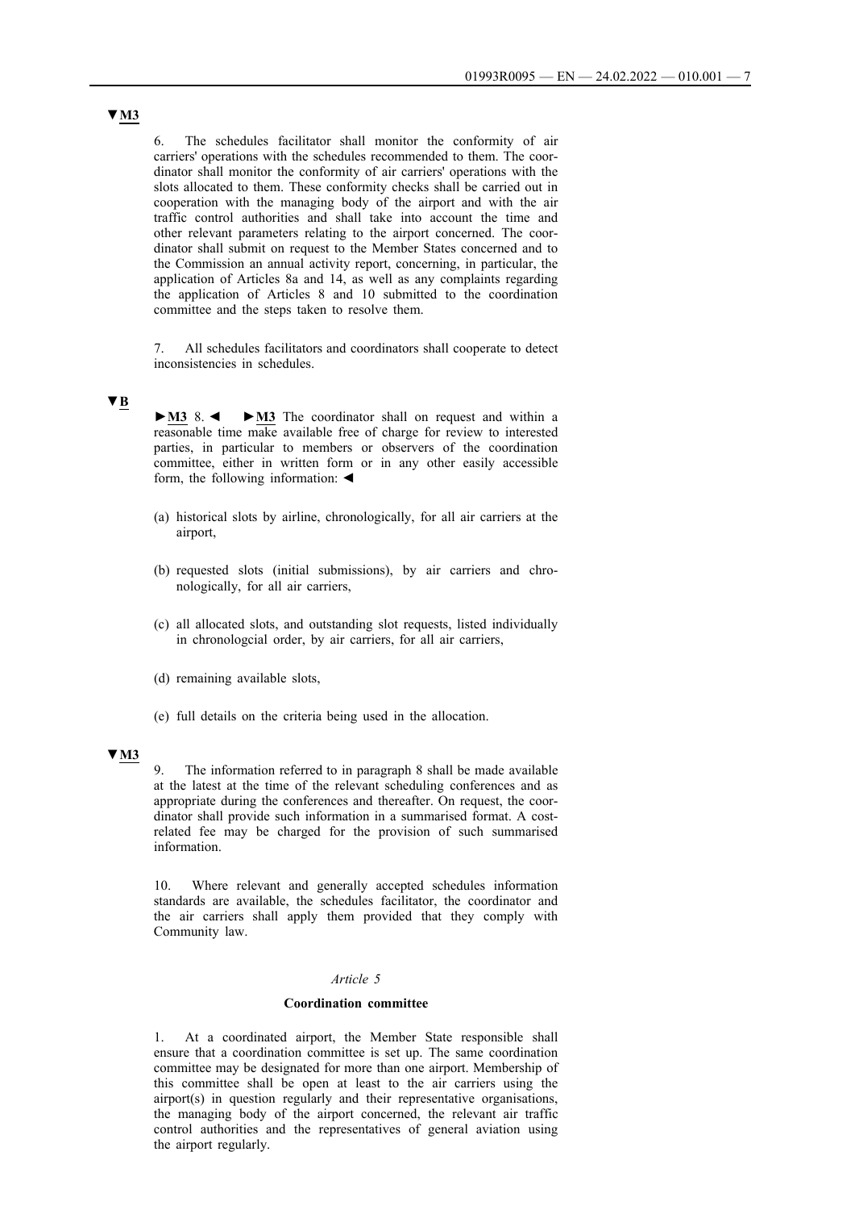▼M3

6. The schedules facilitator shall monitor the conformity of air carriers' operations with the schedules recommended to them. The coordinator shall monitor the conformity of air carriers' operations with the slots allocated to them. These conformity checks shall be carried out in cooperation with the managing body of the airport and with the air traffic control authorities and shall take into account the time and other relevant parameters relating to the airport concerned. The coordinator shall submit on request to the Member States concerned and to the Commission an annual activity report, concerning, in particular, the application of Articles 8a and 14, as well as any complaints regarding the application of Articles 8 and 10 submitted to the coordination committee and the steps taken to resolve them.

7. All schedules facilitators and coordinators shall cooperate to detect inconsistencies in schedules.

▼B

►M3 8. ◄ ►M3 The coordinator shall on request and within a reasonable time make available free of charge for review to interested parties, in particular to members or observers of the coordination committee, either in written form or in any other easily accessible form, the following information: ◄

(a) historical slots by airline, chronologically, for all air carriers at the airport,

(b) requested slots (initial submissions), by air carriers and chronologically, for all air carriers,

(c) all allocated slots, and outstanding slot requests, listed individually in chronologcial order, by air carriers, for all air carriers,

(d) remaining available slots,

(e) full details on the criteria being used in the allocation.

▼M3

9. The information referred to in paragraph 8 shall be made available at the latest at the time of the relevant scheduling conferences and as appropriate during the conferences and thereafter. On request, the coordinator shall provide such information in a summarised format. A cost-related fee may be charged for the provision of such summarised information.

10. Where relevant and generally accepted schedules information standards are available, the schedules facilitator, the coordinator and the air carriers shall apply them provided that they comply with Community law.

*Article 5*

**Coordination committee**

1. At a coordinated airport, the Member State responsible shall ensure that a coordination committee is set up. The same coordination committee may be designated for more than one airport. Membership of this committee shall be open at least to the air carriers using the airport(s) in question regularly and their representative organisations, the managing body of the airport concerned, the relevant air traffic control authorities and the representatives of general aviation using the airport regularly.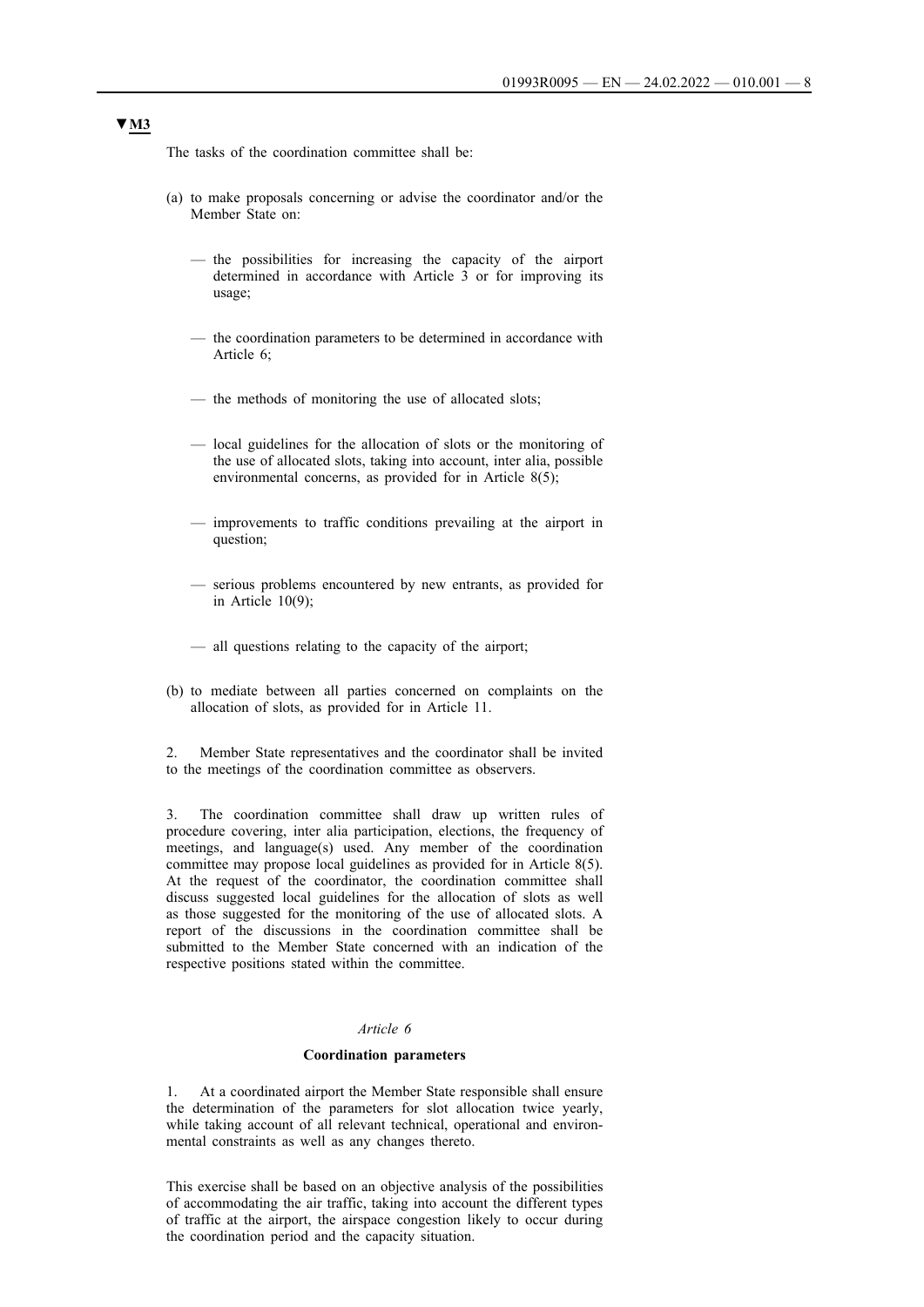▼M3

The tasks of the coordination committee shall be:

(a) to make proposals concerning or advise the coordinator and/or the Member State on:

— the possibilities for increasing the capacity of the airport determined in accordance with Article 3 or for improving its usage;

— the coordination parameters to be determined in accordance with Article 6;

— the methods of monitoring the use of allocated slots;

— local guidelines for the allocation of slots or the monitoring of the use of allocated slots, taking into account, inter alia, possible environmental concerns, as provided for in Article 8(5);

— improvements to traffic conditions prevailing at the airport in question;

— serious problems encountered by new entrants, as provided for in Article 10(9);

— all questions relating to the capacity of the airport;

(b) to mediate between all parties concerned on complaints on the allocation of slots, as provided for in Article 11.

2. Member State representatives and the coordinator shall be invited to the meetings of the coordination committee as observers.

3. The coordination committee shall draw up written rules of procedure covering, inter alia participation, elections, the frequency of meetings, and language(s) used. Any member of the coordination committee may propose local guidelines as provided for in Article 8(5). At the request of the coordinator, the coordination committee shall discuss suggested local guidelines for the allocation of slots as well as those suggested for the monitoring of the use of allocated slots. A report of the discussions in the coordination committee shall be submitted to the Member State concerned with an indication of the respective positions stated within the committee.

*Article 6*

**Coordination parameters**

1. At a coordinated airport the Member State responsible shall ensure the determination of the parameters for slot allocation twice yearly, while taking account of all relevant technical, operational and environmental constraints as well as any changes thereto.

This exercise shall be based on an objective analysis of the possibilities of accommodating the air traffic, taking into account the different types of traffic at the airport, the airspace congestion likely to occur during the coordination period and the capacity situation.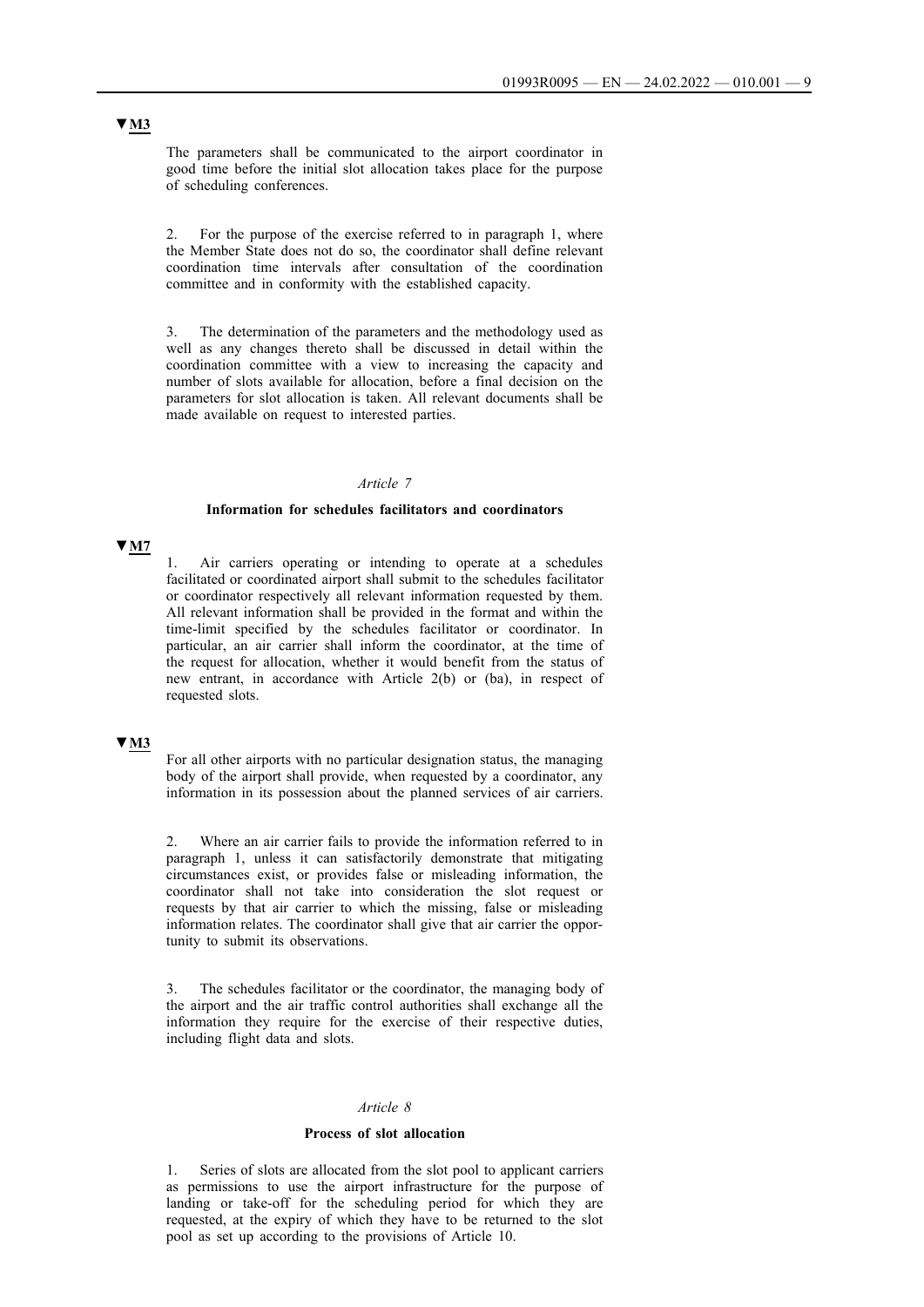▼M3

The parameters shall be communicated to the airport coordinator in good time before the initial slot allocation takes place for the purpose of scheduling conferences.

2. For the purpose of the exercise referred to in paragraph 1, where the Member State does not do so, the coordinator shall define relevant coordination time intervals after consultation of the coordination committee and in conformity with the established capacity.

3. The determination of the parameters and the methodology used as well as any changes thereto shall be discussed in detail within the coordination committee with a view to increasing the capacity and number of slots available for allocation, before a final decision on the parameters for slot allocation is taken. All relevant documents shall be made available on request to interested parties.

*Article 7*

**Information for schedules facilitators and coordinators**

▼M7

1. Air carriers operating or intending to operate at a schedules facilitated or coordinated airport shall submit to the schedules facilitator or coordinator respectively all relevant information requested by them. All relevant information shall be provided in the format and within the time-limit specified by the schedules facilitator or coordinator. In particular, an air carrier shall inform the coordinator, at the time of the request for allocation, whether it would benefit from the status of new entrant, in accordance with Article 2(b) or (ba), in respect of requested slots.

▼M3

For all other airports with no particular designation status, the managing body of the airport shall provide, when requested by a coordinator, any information in its possession about the planned services of air carriers.

2. Where an air carrier fails to provide the information referred to in paragraph 1, unless it can satisfactorily demonstrate that mitigating circumstances exist, or provides false or misleading information, the coordinator shall not take into consideration the slot request or requests by that air carrier to which the missing, false or misleading information relates. The coordinator shall give that air carrier the opportunity to submit its observations.

3. The schedules facilitator or the coordinator, the managing body of the airport and the air traffic control authorities shall exchange all the information they require for the exercise of their respective duties, including flight data and slots.

*Article 8*

**Process of slot allocation**

1. Series of slots are allocated from the slot pool to applicant carriers as permissions to use the airport infrastructure for the purpose of landing or take-off for the scheduling period for which they are requested, at the expiry of which they have to be returned to the slot pool as set up according to the provisions of Article 10.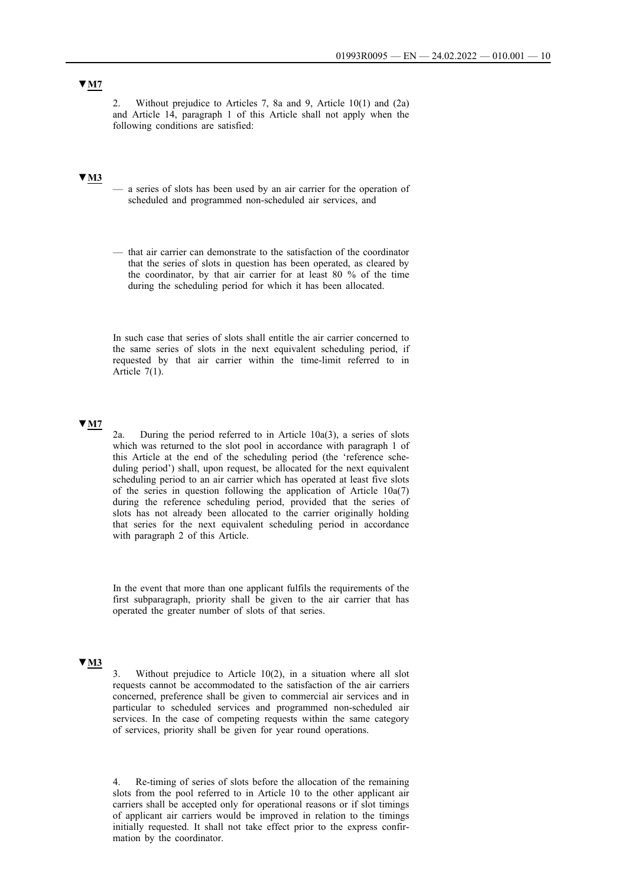▼M7

2. Without prejudice to Articles 7, 8a and 9, Article 10(1) and (2a) and Article 14, paragraph 1 of this Article shall not apply when the following conditions are satisfied:

▼M3

— a series of slots has been used by an air carrier for the operation of scheduled and programmed non-scheduled air services, and

— that air carrier can demonstrate to the satisfaction of the coordinator that the series of slots in question has been operated, as cleared by the coordinator, by that air carrier for at least 80 % of the time during the scheduling period for which it has been allocated.

In such case that series of slots shall entitle the air carrier concerned to the same series of slots in the next equivalent scheduling period, if requested by that air carrier within the time-limit referred to in Article 7(1).

▼M7

2a. During the period referred to in Article 10a(3), a series of slots which was returned to the slot pool in accordance with paragraph 1 of this Article at the end of the scheduling period (the 'reference scheduling period') shall, upon request, be allocated for the next equivalent scheduling period to an air carrier which has operated at least five slots of the series in question following the application of Article 10a(7) during the reference scheduling period, provided that the series of slots has not already been allocated to the carrier originally holding that series for the next equivalent scheduling period in accordance with paragraph 2 of this Article.

In the event that more than one applicant fulfils the requirements of the first subparagraph, priority shall be given to the air carrier that has operated the greater number of slots of that series.

▼M3

3. Without prejudice to Article 10(2), in a situation where all slot requests cannot be accommodated to the satisfaction of the air carriers concerned, preference shall be given to commercial air services and in particular to scheduled services and programmed non-scheduled air services. In the case of competing requests within the same category of services, priority shall be given for year round operations.

4. Re-timing of series of slots before the allocation of the remaining slots from the pool referred to in Article 10 to the other applicant air carriers shall be accepted only for operational reasons or if slot timings of applicant air carriers would be improved in relation to the timings initially requested. It shall not take effect prior to the express confirmation by the coordinator.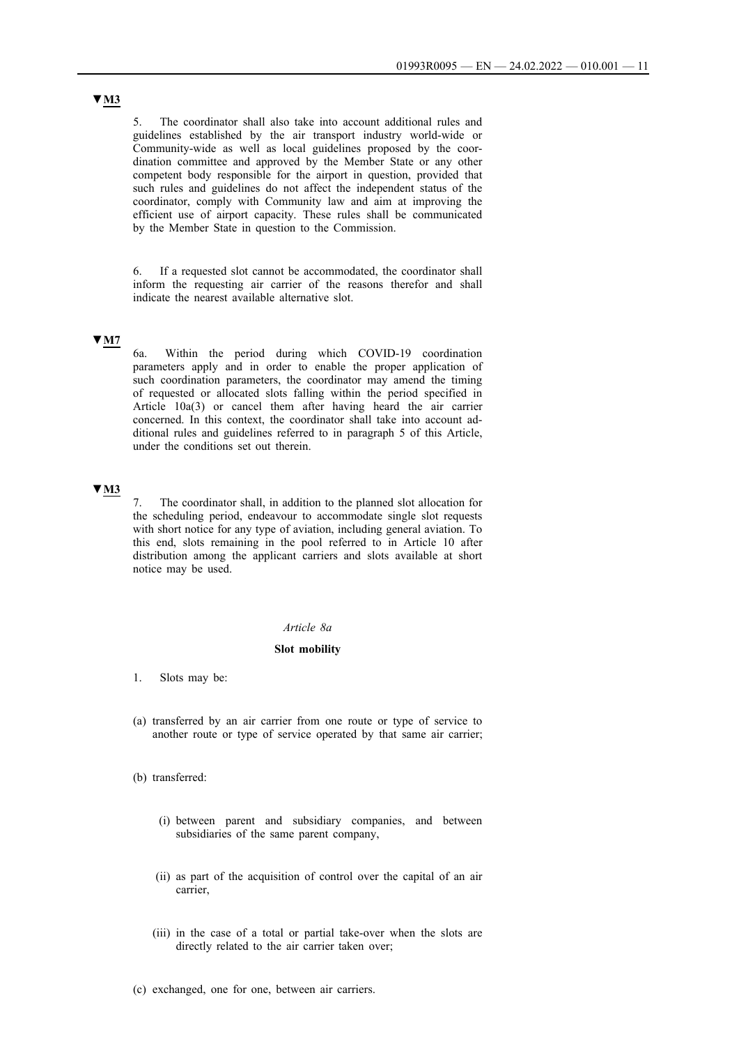▼M3

5. The coordinator shall also take into account additional rules and guidelines established by the air transport industry world-wide or Community-wide as well as local guidelines proposed by the coordination committee and approved by the Member State or any other competent body responsible for the airport in question, provided that such rules and guidelines do not affect the independent status of the coordinator, comply with Community law and aim at improving the efficient use of airport capacity. These rules shall be communicated by the Member State in question to the Commission.

6. If a requested slot cannot be accommodated, the coordinator shall inform the requesting air carrier of the reasons therefor and shall indicate the nearest available alternative slot.

▼M7

6a. Within the period during which COVID-19 coordination parameters apply and in order to enable the proper application of such coordination parameters, the coordinator may amend the timing of requested or allocated slots falling within the period specified in Article 10a(3) or cancel them after having heard the air carrier concerned. In this context, the coordinator shall take into account additional rules and guidelines referred to in paragraph 5 of this Article, under the conditions set out therein.

▼M3

7. The coordinator shall, in addition to the planned slot allocation for the scheduling period, endeavour to accommodate single slot requests with short notice for any type of aviation, including general aviation. To this end, slots remaining in the pool referred to in Article 10 after distribution among the applicant carriers and slots available at short notice may be used.

*Article 8a*

**Slot mobility**

1. Slots may be:

(a) transferred by an air carrier from one route or type of service to another route or type of service operated by that same air carrier;

(b) transferred:

(i) between parent and subsidiary companies, and between subsidiaries of the same parent company,

(ii) as part of the acquisition of control over the capital of an air carrier,

(iii) in the case of a total or partial take-over when the slots are directly related to the air carrier taken over;

(c) exchanged, one for one, between air carriers.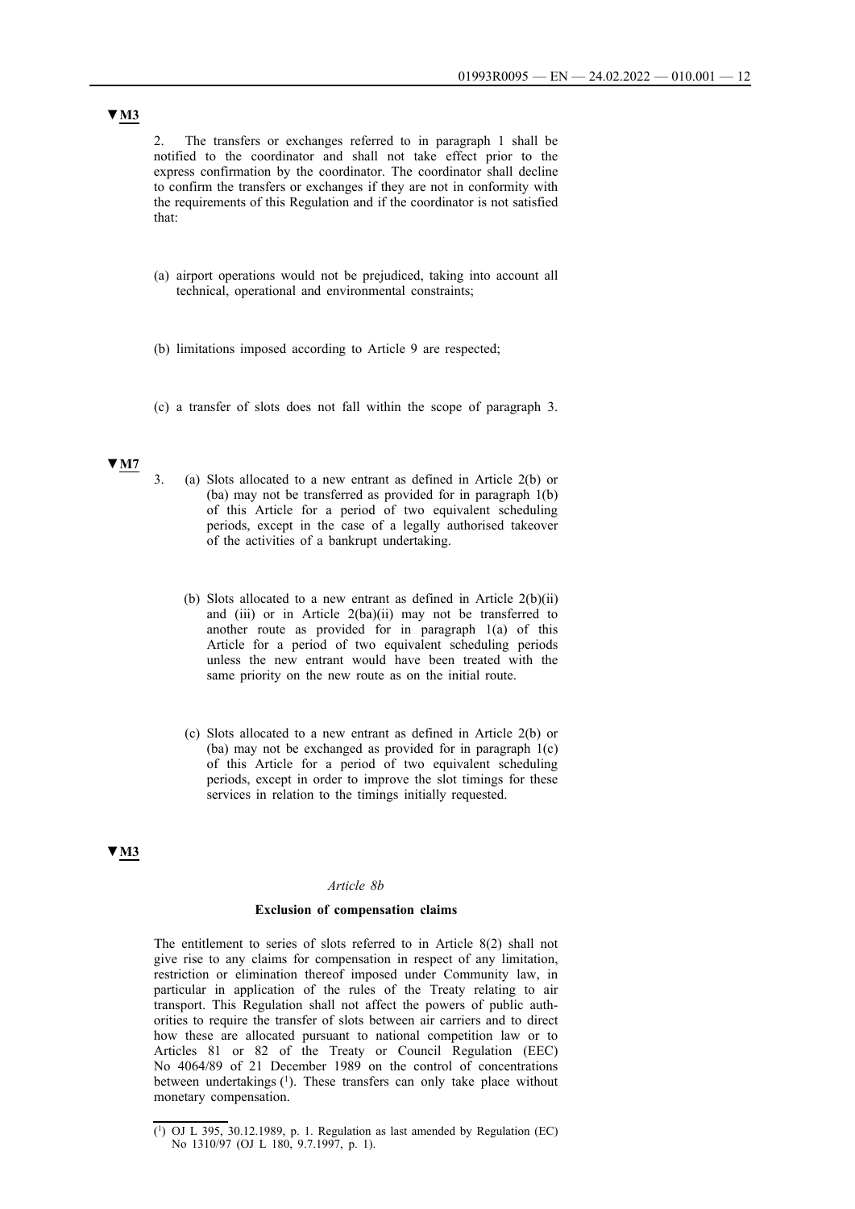▼M3

2. The transfers or exchanges referred to in paragraph 1 shall be notified to the coordinator and shall not take effect prior to the express confirmation by the coordinator. The coordinator shall decline to confirm the transfers or exchanges if they are not in conformity with the requirements of this Regulation and if the coordinator is not satisfied that:

(a) airport operations would not be prejudiced, taking into account all technical, operational and environmental constraints;

(b) limitations imposed according to Article 9 are respected;

(c) a transfer of slots does not fall within the scope of paragraph 3.

▼M7

3. (a) Slots allocated to a new entrant as defined in Article 2(b) or (ba) may not be transferred as provided for in paragraph 1(b) of this Article for a period of two equivalent scheduling periods, except in the case of a legally authorised takeover of the activities of a bankrupt undertaking.

(b) Slots allocated to a new entrant as defined in Article 2(b)(ii) and (iii) or in Article 2(ba)(ii) may not be transferred to another route as provided for in paragraph 1(a) of this Article for a period of two equivalent scheduling periods unless the new entrant would have been treated with the same priority on the new route as on the initial route.

(c) Slots allocated to a new entrant as defined in Article 2(b) or (ba) may not be exchanged as provided for in paragraph 1(c) of this Article for a period of two equivalent scheduling periods, except in order to improve the slot timings for these services in relation to the timings initially requested.

▼M3

*Article 8b*

**Exclusion of compensation claims**

The entitlement to series of slots referred to in Article 8(2) shall not give rise to any claims for compensation in respect of any limitation, restriction or elimination thereof imposed under Community law, in particular in application of the rules of the Treaty relating to air transport. This Regulation shall not affect the powers of public authorities to require the transfer of slots between air carriers and to direct how these are allocated pursuant to national competition law or to Articles 81 or 82 of the Treaty or Council Regulation (EEC) No 4064/89 of 21 December 1989 on the control of concentrations between undertakings [1]. These transfers can only take place without monetary compensation.

---

[1] OJ L 395, 30.12.1989, p. 1. Regulation as last amended by Regulation (EC) No 1310/97 (OJ L 180, 9.7.1997, p. 1).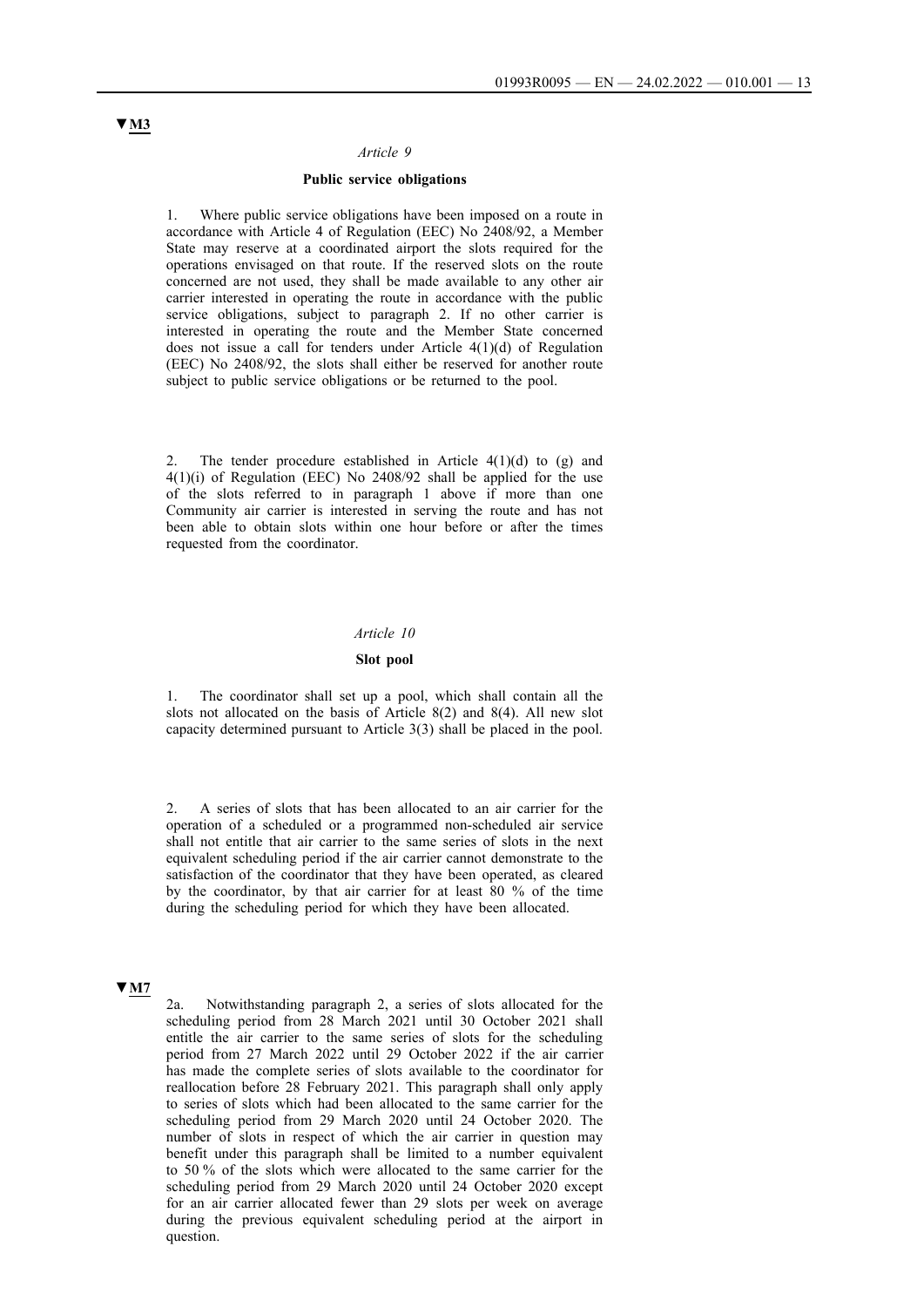▼M3

*Article 9*

**Public service obligations**

1. Where public service obligations have been imposed on a route in accordance with Article 4 of Regulation (EEC) No 2408/92, a Member State may reserve at a coordinated airport the slots required for the operations envisaged on that route. If the reserved slots on the route concerned are not used, they shall be made available to any other air carrier interested in operating the route in accordance with the public service obligations, subject to paragraph 2. If no other carrier is interested in operating the route and the Member State concerned does not issue a call for tenders under Article 4(1)(d) of Regulation (EEC) No 2408/92, the slots shall either be reserved for another route subject to public service obligations or be returned to the pool.

2. The tender procedure established in Article 4(1)(d) to (g) and 4(1)(i) of Regulation (EEC) No 2408/92 shall be applied for the use of the slots referred to in paragraph 1 above if more than one Community air carrier is interested in serving the route and has not been able to obtain slots within one hour before or after the times requested from the coordinator.

*Article 10*

**Slot pool**

1. The coordinator shall set up a pool, which shall contain all the slots not allocated on the basis of Article 8(2) and 8(4). All new slot capacity determined pursuant to Article 3(3) shall be placed in the pool.

2. A series of slots that has been allocated to an air carrier for the operation of a scheduled or a programmed non-scheduled air service shall not entitle that air carrier to the same series of slots in the next equivalent scheduling period if the air carrier cannot demonstrate to the satisfaction of the coordinator that they have been operated, as cleared by the coordinator, by that air carrier for at least 80 % of the time during the scheduling period for which they have been allocated.

▼M7

2a. Notwithstanding paragraph 2, a series of slots allocated for the scheduling period from 28 March 2021 until 30 October 2021 shall entitle the air carrier to the same series of slots for the scheduling period from 27 March 2022 until 29 October 2022 if the air carrier has made the complete series of slots available to the coordinator for reallocation before 28 February 2021. This paragraph shall only apply to series of slots which had been allocated to the same carrier for the scheduling period from 29 March 2020 until 24 October 2020. The number of slots in respect of which the air carrier in question may benefit under this paragraph shall be limited to a number equivalent to 50 % of the slots which were allocated to the same carrier for the scheduling period from 29 March 2020 until 24 October 2020 except for an air carrier allocated fewer than 29 slots per week on average during the previous equivalent scheduling period at the airport in question.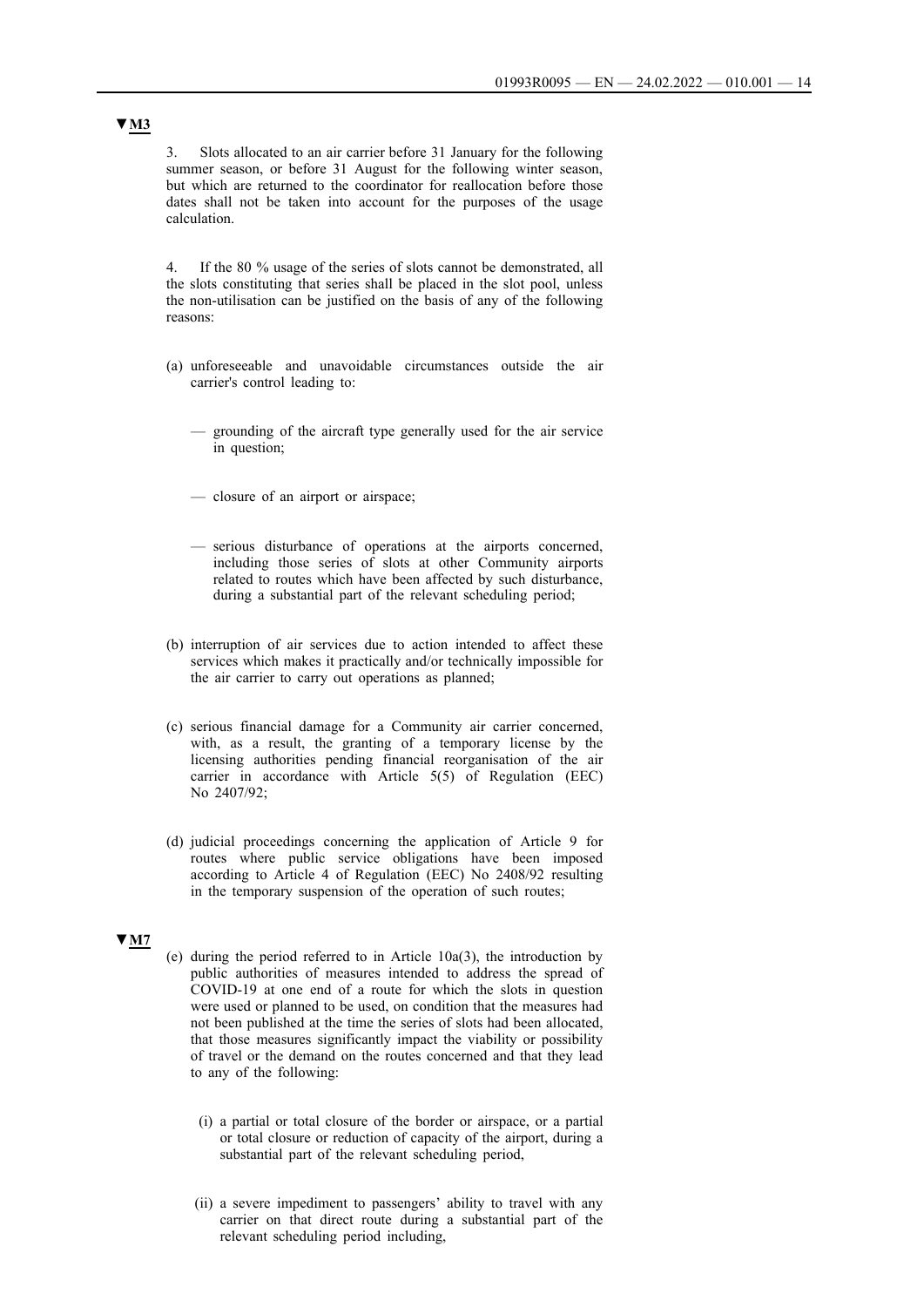▼**M3**

3. Slots allocated to an air carrier before 31 January for the following summer season, or before 31 August for the following winter season, but which are returned to the coordinator for reallocation before those dates shall not be taken into account for the purposes of the usage calculation.

4. If the 80 % usage of the series of slots cannot be demonstrated, all the slots constituting that series shall be placed in the slot pool, unless the non-utilisation can be justified on the basis of any of the following reasons:

(a) unforeseeable and unavoidable circumstances outside the air carrier's control leading to:

— grounding of the aircraft type generally used for the air service in question;

— closure of an airport or airspace;

— serious disturbance of operations at the airports concerned, including those series of slots at other Community airports related to routes which have been affected by such disturbance, during a substantial part of the relevant scheduling period;

(b) interruption of air services due to action intended to affect these services which makes it practically and/or technically impossible for the air carrier to carry out operations as planned;

(c) serious financial damage for a Community air carrier concerned, with, as a result, the granting of a temporary license by the licensing authorities pending financial reorganisation of the air carrier in accordance with Article 5(5) of Regulation (EEC) No 2407/92;

(d) judicial proceedings concerning the application of Article 9 for routes where public service obligations have been imposed according to Article 4 of Regulation (EEC) No 2408/92 resulting in the temporary suspension of the operation of such routes;

▼**M7**

(e) during the period referred to in Article 10a(3), the introduction by public authorities of measures intended to address the spread of COVID-19 at one end of a route for which the slots in question were used or planned to be used, on condition that the measures had not been published at the time the series of slots had been allocated, that those measures significantly impact the viability or possibility of travel or the demand on the routes concerned and that they lead to any of the following:

(i) a partial or total closure of the border or airspace, or a partial or total closure or reduction of capacity of the airport, during a substantial part of the relevant scheduling period,

(ii) a severe impediment to passengers' ability to travel with any carrier on that direct route during a substantial part of the relevant scheduling period including,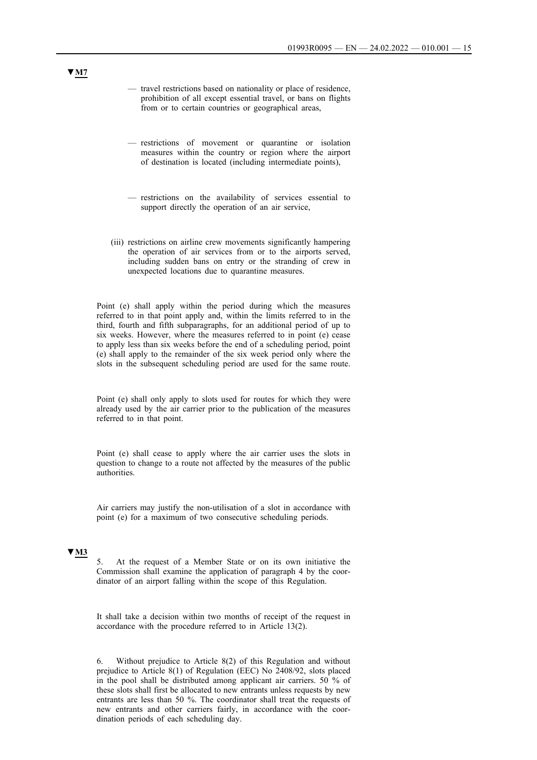▼M7

— travel restrictions based on nationality or place of residence, prohibition of all except essential travel, or bans on flights from or to certain countries or geographical areas,

— restrictions of movement or quarantine or isolation measures within the country or region where the airport of destination is located (including intermediate points),

— restrictions on the availability of services essential to support directly the operation of an air service,

(iii) restrictions on airline crew movements significantly hampering the operation of air services from or to the airports served, including sudden bans on entry or the stranding of crew in unexpected locations due to quarantine measures.

Point (e) shall apply within the period during which the measures referred to in that point apply and, within the limits referred to in the third, fourth and fifth subparagraphs, for an additional period of up to six weeks. However, where the measures referred to in point (e) cease to apply less than six weeks before the end of a scheduling period, point (e) shall apply to the remainder of the six week period only where the slots in the subsequent scheduling period are used for the same route.

Point (e) shall only apply to slots used for routes for which they were already used by the air carrier prior to the publication of the measures referred to in that point.

Point (e) shall cease to apply where the air carrier uses the slots in question to change to a route not affected by the measures of the public authorities.

Air carriers may justify the non-utilisation of a slot in accordance with point (e) for a maximum of two consecutive scheduling periods.

▼M3

5. At the request of a Member State or on its own initiative the Commission shall examine the application of paragraph 4 by the coordinator of an airport falling within the scope of this Regulation.

It shall take a decision within two months of receipt of the request in accordance with the procedure referred to in Article 13(2).

6. Without prejudice to Article 8(2) of this Regulation and without prejudice to Article 8(1) of Regulation (EEC) No 2408/92, slots placed in the pool shall be distributed among applicant air carriers. 50 % of these slots shall first be allocated to new entrants unless requests by new entrants are less than 50 %. The coordinator shall treat the requests of new entrants and other carriers fairly, in accordance with the coordination periods of each scheduling day.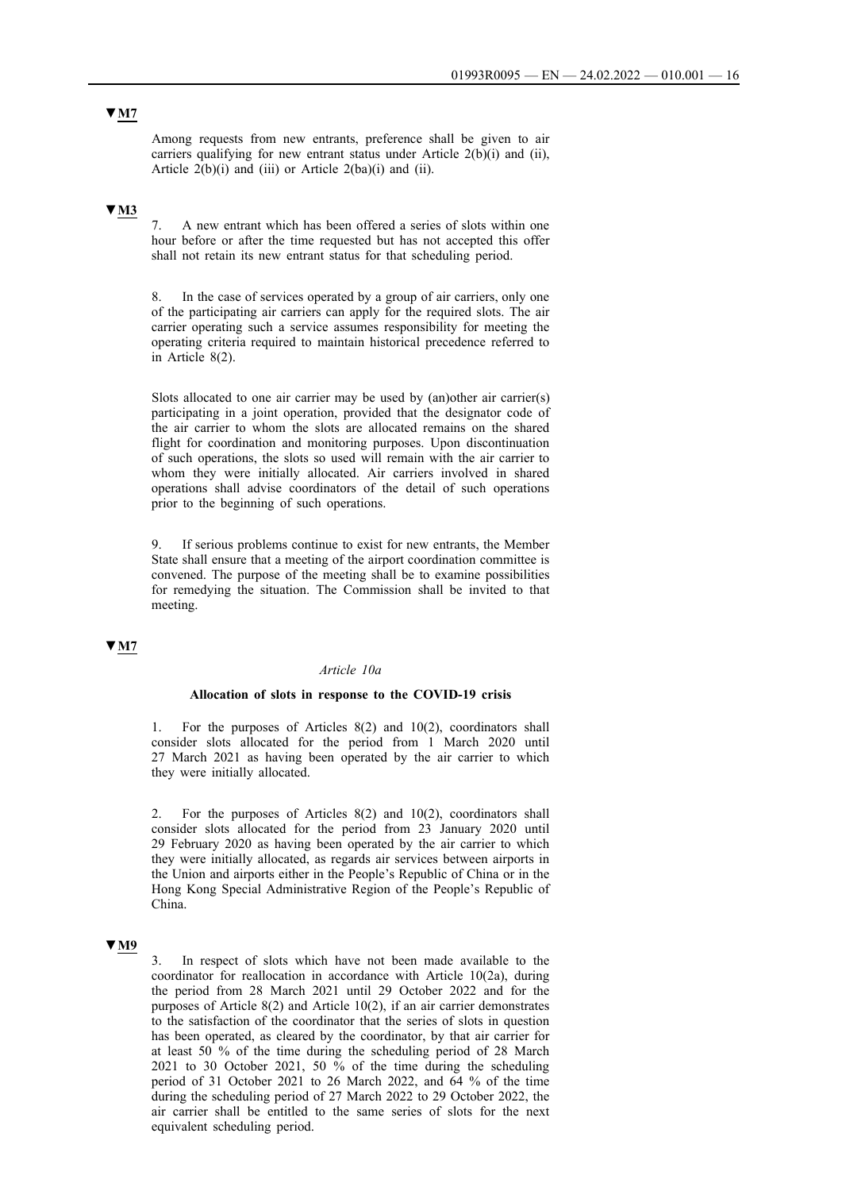▼M7

Among requests from new entrants, preference shall be given to air carriers qualifying for new entrant status under Article 2(b)(i) and (ii), Article 2(b)(i) and (iii) or Article 2(ba)(i) and (ii).

▼M3

7. A new entrant which has been offered a series of slots within one hour before or after the time requested but has not accepted this offer shall not retain its new entrant status for that scheduling period.

8. In the case of services operated by a group of air carriers, only one of the participating air carriers can apply for the required slots. The air carrier operating such a service assumes responsibility for meeting the operating criteria required to maintain historical precedence referred to in Article 8(2).

Slots allocated to one air carrier may be used by (an)other air carrier(s) participating in a joint operation, provided that the designator code of the air carrier to whom the slots are allocated remains on the shared flight for coordination and monitoring purposes. Upon discontinuation of such operations, the slots so used will remain with the air carrier to whom they were initially allocated. Air carriers involved in shared operations shall advise coordinators of the detail of such operations prior to the beginning of such operations.

9. If serious problems continue to exist for new entrants, the Member State shall ensure that a meeting of the airport coordination committee is convened. The purpose of the meeting shall be to examine possibilities for remedying the situation. The Commission shall be invited to that meeting.

▼M7

*Article 10a*

**Allocation of slots in response to the COVID-19 crisis**

1. For the purposes of Articles 8(2) and 10(2), coordinators shall consider slots allocated for the period from 1 March 2020 until 27 March 2021 as having been operated by the air carrier to which they were initially allocated.

2. For the purposes of Articles 8(2) and 10(2), coordinators shall consider slots allocated for the period from 23 January 2020 until 29 February 2020 as having been operated by the air carrier to which they were initially allocated, as regards air services between airports in the Union and airports either in the People's Republic of China or in the Hong Kong Special Administrative Region of the People's Republic of China.

▼M9

3. In respect of slots which have not been made available to the coordinator for reallocation in accordance with Article 10(2a), during the period from 28 March 2021 until 29 October 2022 and for the purposes of Article 8(2) and Article 10(2), if an air carrier demonstrates to the satisfaction of the coordinator that the series of slots in question has been operated, as cleared by the coordinator, by that air carrier for at least 50 % of the time during the scheduling period of 28 March 2021 to 30 October 2021, 50 % of the time during the scheduling period of 31 October 2021 to 26 March 2022, and 64 % of the time during the scheduling period of 27 March 2022 to 29 October 2022, the air carrier shall be entitled to the same series of slots for the next equivalent scheduling period.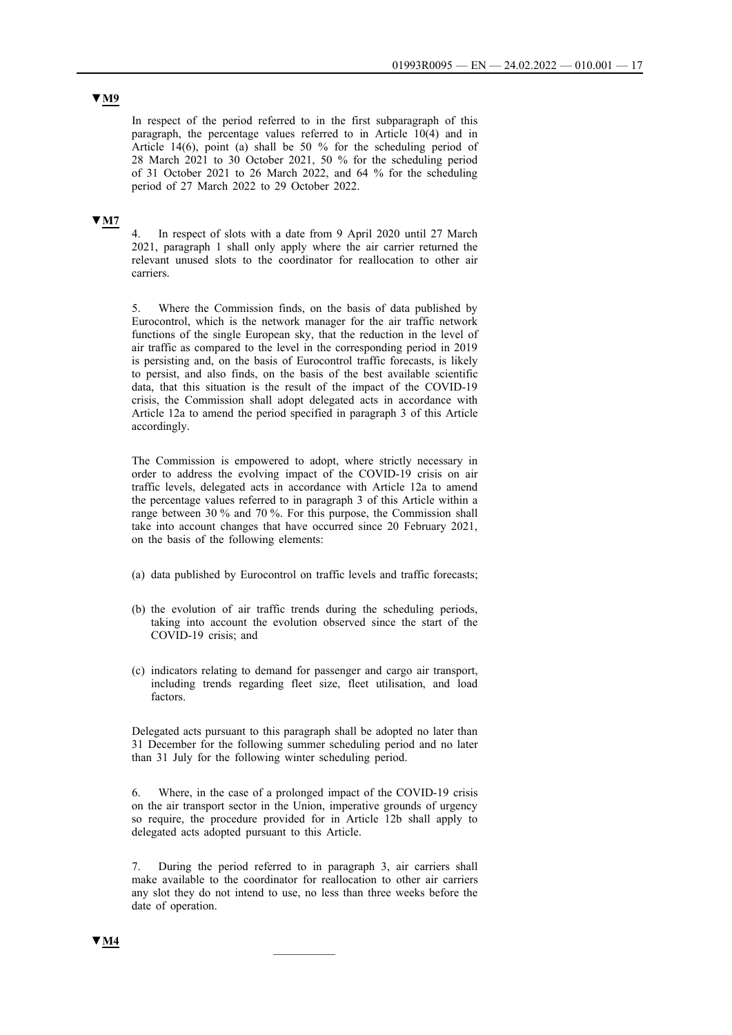▼M9

In respect of the period referred to in the first subparagraph of this paragraph, the percentage values referred to in Article 10(4) and in Article 14(6), point (a) shall be 50 % for the scheduling period of 28 March 2021 to 30 October 2021, 50 % for the scheduling period of 31 October 2021 to 26 March 2022, and 64 % for the scheduling period of 27 March 2022 to 29 October 2022.

▼M7

4. In respect of slots with a date from 9 April 2020 until 27 March 2021, paragraph 1 shall only apply where the air carrier returned the relevant unused slots to the coordinator for reallocation to other air carriers.

5. Where the Commission finds, on the basis of data published by Eurocontrol, which is the network manager for the air traffic network functions of the single European sky, that the reduction in the level of air traffic as compared to the level in the corresponding period in 2019 is persisting and, on the basis of Eurocontrol traffic forecasts, is likely to persist, and also finds, on the basis of the best available scientific data, that this situation is the result of the impact of the COVID-19 crisis, the Commission shall adopt delegated acts in accordance with Article 12a to amend the period specified in paragraph 3 of this Article accordingly.

The Commission is empowered to adopt, where strictly necessary in order to address the evolving impact of the COVID-19 crisis on air traffic levels, delegated acts in accordance with Article 12a to amend the percentage values referred to in paragraph 3 of this Article within a range between 30 % and 70 %. For this purpose, the Commission shall take into account changes that have occurred since 20 February 2021, on the basis of the following elements:

(a) data published by Eurocontrol on traffic levels and traffic forecasts;

(b) the evolution of air traffic trends during the scheduling periods, taking into account the evolution observed since the start of the COVID-19 crisis; and

(c) indicators relating to demand for passenger and cargo air transport, including trends regarding fleet size, fleet utilisation, and load factors.

Delegated acts pursuant to this paragraph shall be adopted no later than 31 December for the following summer scheduling period and no later than 31 July for the following winter scheduling period.

6. Where, in the case of a prolonged impact of the COVID-19 crisis on the air transport sector in the Union, imperative grounds of urgency so require, the procedure provided for in Article 12b shall apply to delegated acts adopted pursuant to this Article.

7. During the period referred to in paragraph 3, air carriers shall make available to the coordinator for reallocation to other air carriers any slot they do not intend to use, no less than three weeks before the date of operation.

▼M4

__________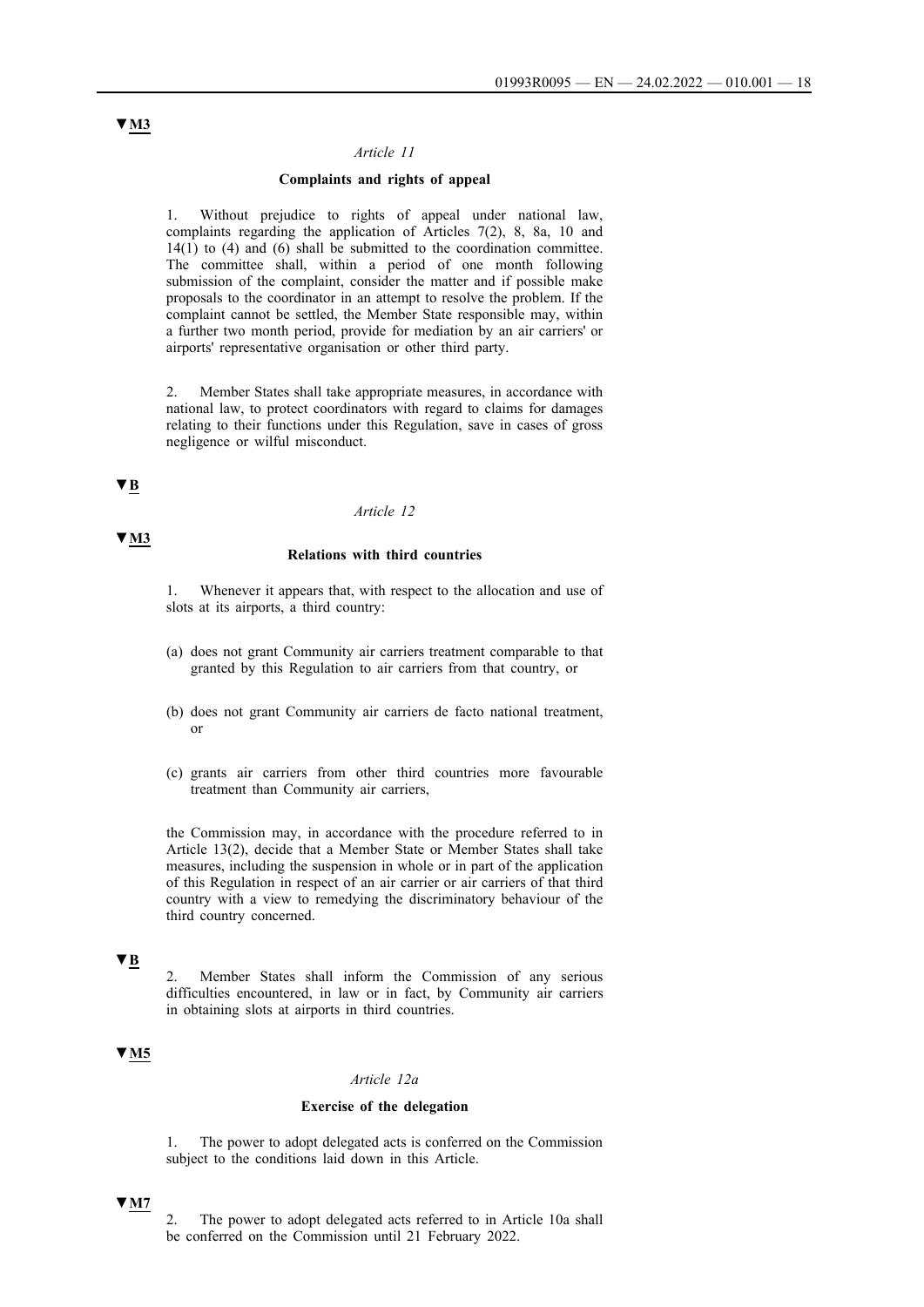▼M3

*Article 11*

**Complaints and rights of appeal**

1. Without prejudice to rights of appeal under national law, complaints regarding the application of Articles 7(2), 8, 8a, 10 and 14(1) to (4) and (6) shall be submitted to the coordination committee. The committee shall, within a period of one month following submission of the complaint, consider the matter and if possible make proposals to the coordinator in an attempt to resolve the problem. If the complaint cannot be settled, the Member State responsible may, within a further two month period, provide for mediation by an air carriers' or airports' representative organisation or other third party.

2. Member States shall take appropriate measures, in accordance with national law, to protect coordinators with regard to claims for damages relating to their functions under this Regulation, save in cases of gross negligence or wilful misconduct.

▼B

*Article 12*

▼M3

**Relations with third countries**

1. Whenever it appears that, with respect to the allocation and use of slots at its airports, a third country:

(a) does not grant Community air carriers treatment comparable to that granted by this Regulation to air carriers from that country, or

(b) does not grant Community air carriers de facto national treatment, or

(c) grants air carriers from other third countries more favourable treatment than Community air carriers,

the Commission may, in accordance with the procedure referred to in Article 13(2), decide that a Member State or Member States shall take measures, including the suspension in whole or in part of the application of this Regulation in respect of an air carrier or air carriers of that third country with a view to remedying the discriminatory behaviour of the third country concerned.

▼B

2. Member States shall inform the Commission of any serious difficulties encountered, in law or in fact, by Community air carriers in obtaining slots at airports in third countries.

▼M5

*Article 12a*

**Exercise of the delegation**

1. The power to adopt delegated acts is conferred on the Commission subject to the conditions laid down in this Article.

▼M7

2. The power to adopt delegated acts referred to in Article 10a shall be conferred on the Commission until 21 February 2022.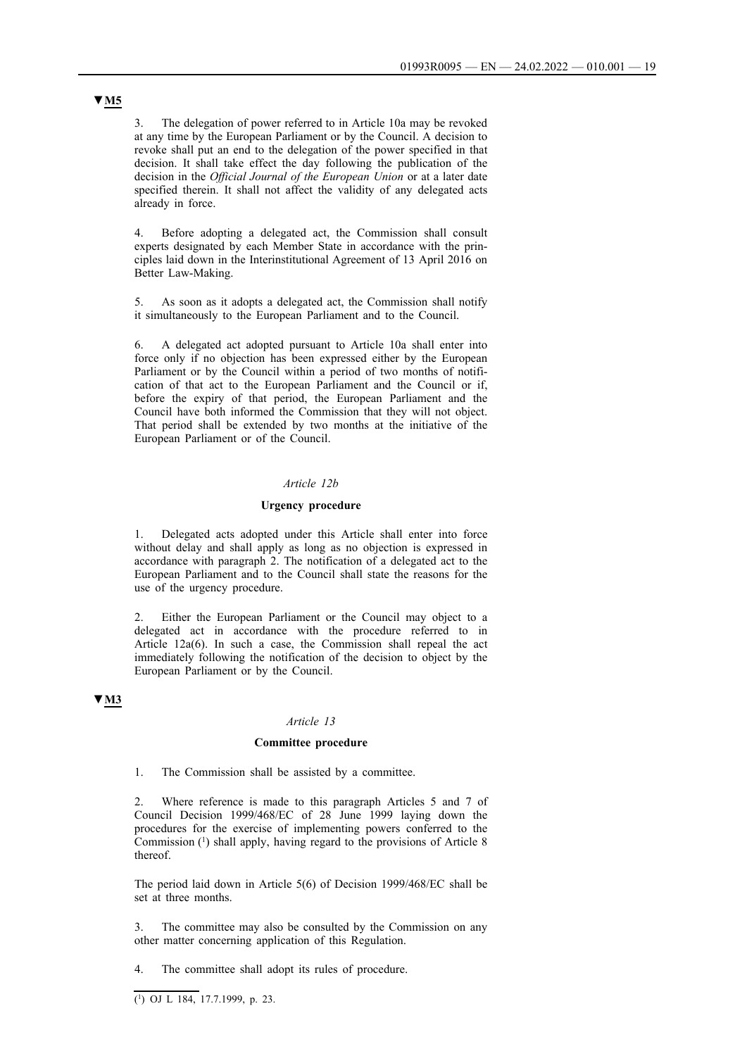▼M5

3. The delegation of power referred to in Article 10a may be revoked at any time by the European Parliament or by the Council. A decision to revoke shall put an end to the delegation of the power specified in that decision. It shall take effect the day following the publication of the decision in the *Official Journal of the European Union* or at a later date specified therein. It shall not affect the validity of any delegated acts already in force.

4. Before adopting a delegated act, the Commission shall consult experts designated by each Member State in accordance with the principles laid down in the Interinstitutional Agreement of 13 April 2016 on Better Law-Making.

5. As soon as it adopts a delegated act, the Commission shall notify it simultaneously to the European Parliament and to the Council.

6. A delegated act adopted pursuant to Article 10a shall enter into force only if no objection has been expressed either by the European Parliament or by the Council within a period of two months of notification of that act to the European Parliament and the Council or if, before the expiry of that period, the European Parliament and the Council have both informed the Commission that they will not object. That period shall be extended by two months at the initiative of the European Parliament or of the Council.

*Article 12b*

**Urgency procedure**

1. Delegated acts adopted under this Article shall enter into force without delay and shall apply as long as no objection is expressed in accordance with paragraph 2. The notification of a delegated act to the European Parliament and to the Council shall state the reasons for the use of the urgency procedure.

2. Either the European Parliament or the Council may object to a delegated act in accordance with the procedure referred to in Article 12a(6). In such a case, the Commission shall repeal the act immediately following the notification of the decision to object by the European Parliament or by the Council.

▼M3

*Article 13*

**Committee procedure**

1. The Commission shall be assisted by a committee.

2. Where reference is made to this paragraph Articles 5 and 7 of Council Decision 1999/468/EC of 28 June 1999 laying down the procedures for the exercise of implementing powers conferred to the Commission [1] shall apply, having regard to the provisions of Article 8 thereof.

The period laid down in Article 5(6) of Decision 1999/468/EC shall be set at three months.

3. The committee may also be consulted by the Commission on any other matter concerning application of this Regulation.

4. The committee shall adopt its rules of procedure.

[1] OJ L 184, 17.7.1999, p. 23.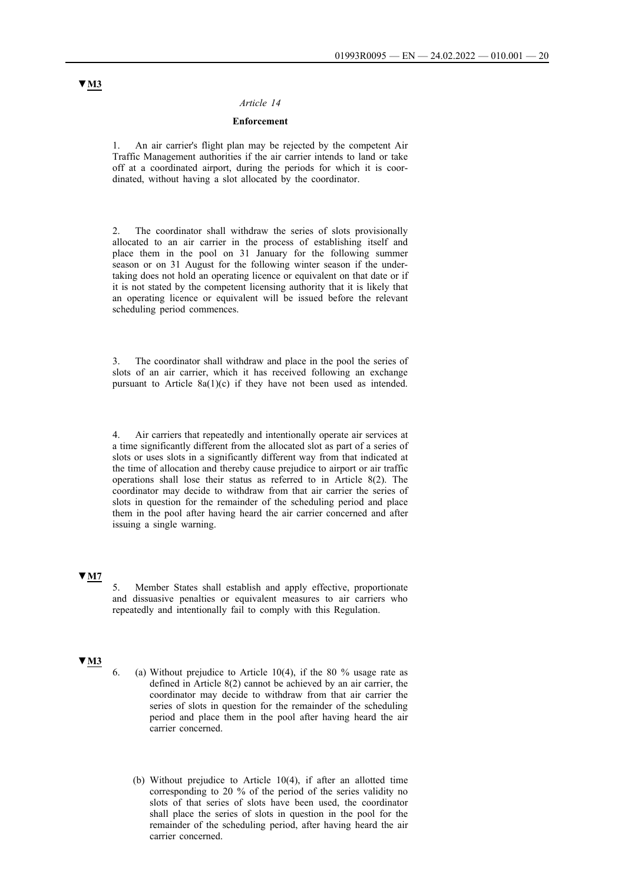▼M3

*Article 14*

**Enforcement**

1. An air carrier's flight plan may be rejected by the competent Air Traffic Management authorities if the air carrier intends to land or take off at a coordinated airport, during the periods for which it is coordinated, without having a slot allocated by the coordinator.

2. The coordinator shall withdraw the series of slots provisionally allocated to an air carrier in the process of establishing itself and place them in the pool on 31 January for the following summer season or on 31 August for the following winter season if the undertaking does not hold an operating licence or equivalent on that date or if it is not stated by the competent licensing authority that it is likely that an operating licence or equivalent will be issued before the relevant scheduling period commences.

3. The coordinator shall withdraw and place in the pool the series of slots of an air carrier, which it has received following an exchange pursuant to Article 8a(1)(c) if they have not been used as intended.

4. Air carriers that repeatedly and intentionally operate air services at a time significantly different from the allocated slot as part of a series of slots or uses slots in a significantly different way from that indicated at the time of allocation and thereby cause prejudice to airport or air traffic operations shall lose their status as referred to in Article 8(2). The coordinator may decide to withdraw from that air carrier the series of slots in question for the remainder of the scheduling period and place them in the pool after having heard the air carrier concerned and after issuing a single warning.

▼M7

5. Member States shall establish and apply effective, proportionate and dissuasive penalties or equivalent measures to air carriers who repeatedly and intentionally fail to comply with this Regulation.

▼M3

6. (a) Without prejudice to Article 10(4), if the 80 % usage rate as defined in Article 8(2) cannot be achieved by an air carrier, the coordinator may decide to withdraw from that air carrier the series of slots in question for the remainder of the scheduling period and place them in the pool after having heard the air carrier concerned.

(b) Without prejudice to Article 10(4), if after an allotted time corresponding to 20 % of the period of the series validity no slots of that series of slots have been used, the coordinator shall place the series of slots in question in the pool for the remainder of the scheduling period, after having heard the air carrier concerned.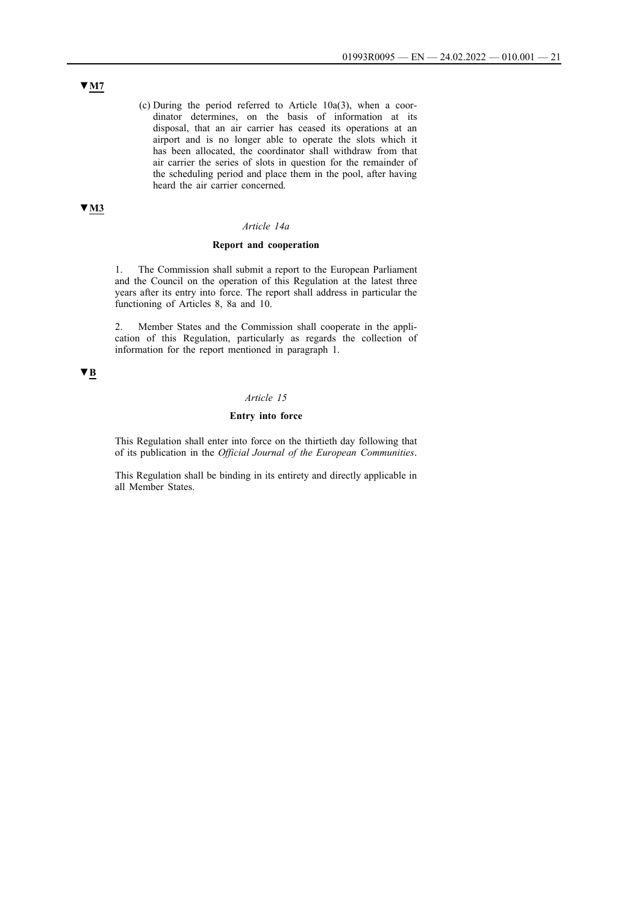▼M7

(c) During the period referred to Article 10a(3), when a coordinator determines, on the basis of information at its disposal, that an air carrier has ceased its operations at an airport and is no longer able to operate the slots which it has been allocated, the coordinator shall withdraw from that air carrier the series of slots in question for the remainder of the scheduling period and place them in the pool, after having heard the air carrier concerned.

▼M3

*Article 14a*

**Report and cooperation**

1. The Commission shall submit a report to the European Parliament and the Council on the operation of this Regulation at the latest three years after its entry into force. The report shall address in particular the functioning of Articles 8, 8a and 10.

2. Member States and the Commission shall cooperate in the application of this Regulation, particularly as regards the collection of information for the report mentioned in paragraph 1.

▼B

*Article 15*

**Entry into force**

This Regulation shall enter into force on the thirtieth day following that of its publication in the *Official Journal of the European Communities*.

This Regulation shall be binding in its entirety and directly applicable in all Member States.